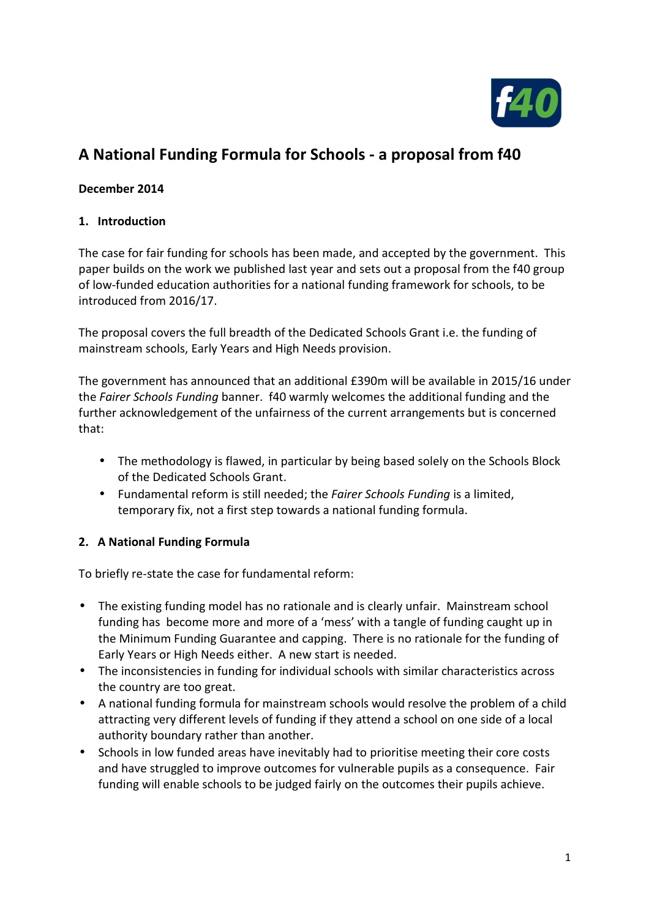# A National Funding Formula for Schools - a proposal from f40

**December 2014**

## 1. Introduction

The case for fair funding for schools has been made, and accepted by the government. This paper builds on the work we published last year and sets out a proposal from the f40 group of low-funded education authorities for a national funding framework for schools, to be introduced from 2016/17.

The proposal covers the full breadth of the Dedicated Schools Grant i.e. the funding of mainstream schools, Early Years and High Needs provision.

The government has announced that an additional £390m will be available in 2015/16 under the *Fairer Schools Funding* banner. f40 warmly welcomes the additional funding and the further acknowledgement of the unfairness of the current arrangements but is concerned that:

- The methodology is flawed, in particular by being based solely on the Schools Block of the Dedicated Schools Grant.
- Fundamental reform is still needed; the *Fairer Schools Funding* is a limited, temporary fix, not a first step towards a national funding formula.

## 2. A National Funding Formula

To briefly re-state the case for fundamental reform:

- The existing funding model has no rationale and is clearly unfair. Mainstream school funding has become more and more of a 'mess' with a tangle of funding caught up in the Minimum Funding Guarantee and capping. There is no rationale for the funding of Early Years or High Needs either. A new start is needed.
- The inconsistencies in funding for individual schools with similar characteristics across the country are too great.
- A national funding formula for mainstream schools would resolve the problem of a child attracting very different levels of funding if they attend a school on one side of a local authority boundary rather than another.
- Schools in low funded areas have inevitably had to prioritise meeting their core costs and have struggled to improve outcomes for vulnerable pupils as a consequence. Fair funding will enable schools to be judged fairly on the outcomes their pupils achieve.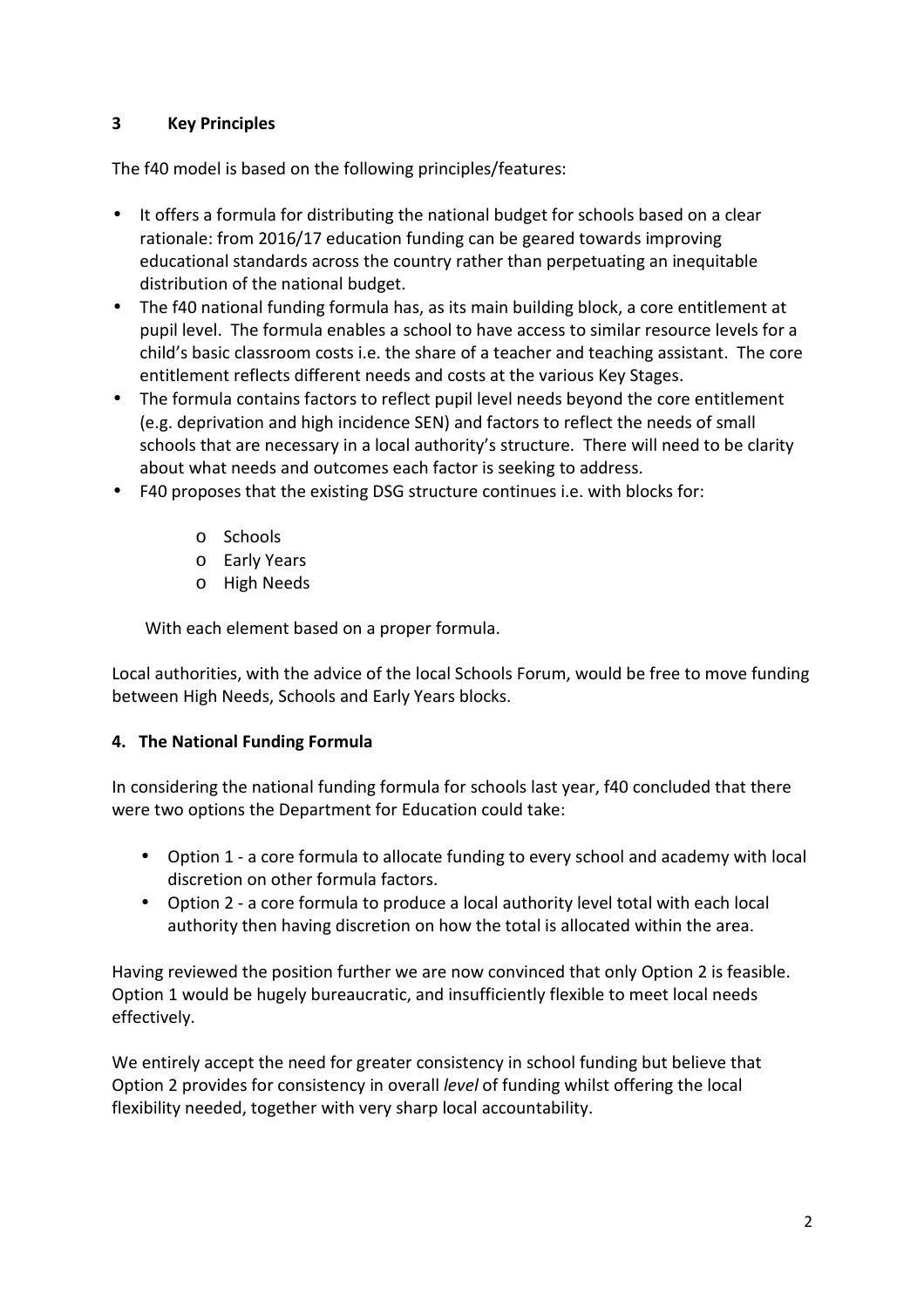## 3 Key Principles

The f40 model is based on the following principles/features:

- It offers a formula for distributing the national budget for schools based on a clear rationale: from 2016/17 education funding can be geared towards improving educational standards across the country rather than perpetuating an inequitable distribution of the national budget.
- The f40 national funding formula has, as its main building block, a core entitlement at pupil level. The formula enables a school to have access to similar resource levels for a child's basic classroom costs i.e. the share of a teacher and teaching assistant. The core entitlement reflects different needs and costs at the various Key Stages.
- The formula contains factors to reflect pupil level needs beyond the core entitlement (e.g. deprivation and high incidence SEN) and factors to reflect the needs of small schools that are necessary in a local authority's structure. There will need to be clarity about what needs and outcomes each factor is seeking to address.
- F40 proposes that the existing DSG structure continues i.e. with blocks for:
  - Schools
  - Early Years
  - High Needs

  With each element based on a proper formula.

Local authorities, with the advice of the local Schools Forum, would be free to move funding between High Needs, Schools and Early Years blocks.

## 4. The National Funding Formula

In considering the national funding formula for schools last year, f40 concluded that there were two options the Department for Education could take:

- Option 1 - a core formula to allocate funding to every school and academy with local discretion on other formula factors.
- Option 2 - a core formula to produce a local authority level total with each local authority then having discretion on how the total is allocated within the area.

Having reviewed the position further we are now convinced that only Option 2 is feasible. Option 1 would be hugely bureaucratic, and insufficiently flexible to meet local needs effectively.

We entirely accept the need for greater consistency in school funding but believe that Option 2 provides for consistency in overall *level* of funding whilst offering the local flexibility needed, together with very sharp local accountability.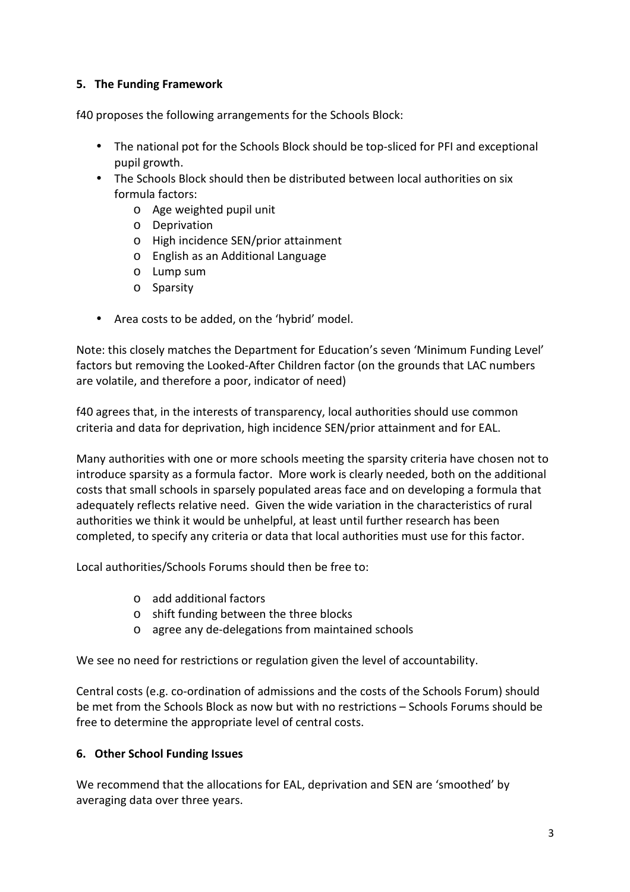## 5. The Funding Framework

f40 proposes the following arrangements for the Schools Block:

- The national pot for the Schools Block should be top-sliced for PFI and exceptional pupil growth.
- The Schools Block should then be distributed between local authorities on six formula factors:
  - Age weighted pupil unit
  - Deprivation
  - High incidence SEN/prior attainment
  - English as an Additional Language
  - Lump sum
  - Sparsity
- Area costs to be added, on the 'hybrid' model.

Note: this closely matches the Department for Education's seven 'Minimum Funding Level' factors but removing the Looked-After Children factor (on the grounds that LAC numbers are volatile, and therefore a poor, indicator of need)

f40 agrees that, in the interests of transparency, local authorities should use common criteria and data for deprivation, high incidence SEN/prior attainment and for EAL.

Many authorities with one or more schools meeting the sparsity criteria have chosen not to introduce sparsity as a formula factor. More work is clearly needed, both on the additional costs that small schools in sparsely populated areas face and on developing a formula that adequately reflects relative need. Given the wide variation in the characteristics of rural authorities we think it would be unhelpful, at least until further research has been completed, to specify any criteria or data that local authorities must use for this factor.

Local authorities/Schools Forums should then be free to:

- add additional factors
- shift funding between the three blocks
- agree any de-delegations from maintained schools

We see no need for restrictions or regulation given the level of accountability.

Central costs (e.g. co-ordination of admissions and the costs of the Schools Forum) should be met from the Schools Block as now but with no restrictions – Schools Forums should be free to determine the appropriate level of central costs.

## 6. Other School Funding Issues

We recommend that the allocations for EAL, deprivation and SEN are 'smoothed' by averaging data over three years.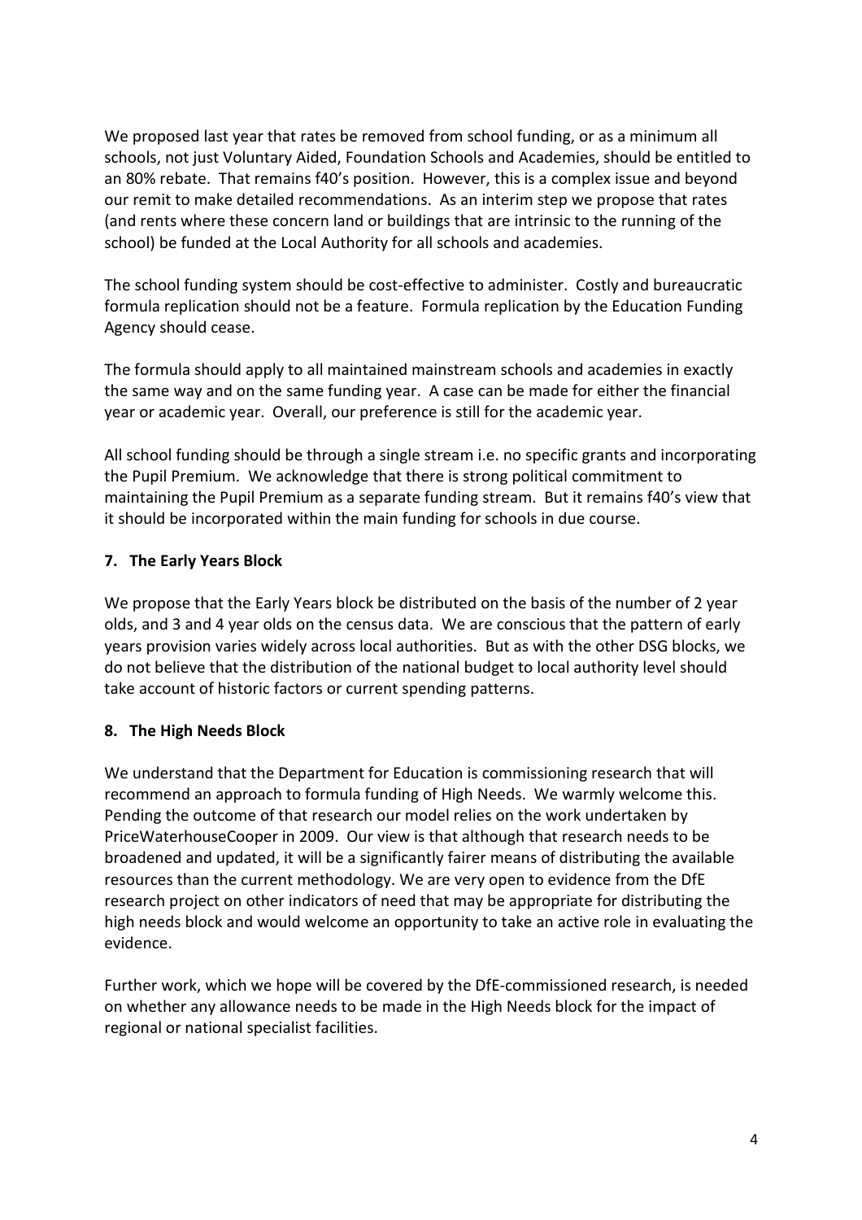We proposed last year that rates be removed from school funding, or as a minimum all schools, not just Voluntary Aided, Foundation Schools and Academies, should be entitled to an 80% rebate. That remains f40's position. However, this is a complex issue and beyond our remit to make detailed recommendations. As an interim step we propose that rates (and rents where these concern land or buildings that are intrinsic to the running of the school) be funded at the Local Authority for all schools and academies.

The school funding system should be cost-effective to administer. Costly and bureaucratic formula replication should not be a feature. Formula replication by the Education Funding Agency should cease.

The formula should apply to all maintained mainstream schools and academies in exactly the same way and on the same funding year. A case can be made for either the financial year or academic year. Overall, our preference is still for the academic year.

All school funding should be through a single stream i.e. no specific grants and incorporating the Pupil Premium. We acknowledge that there is strong political commitment to maintaining the Pupil Premium as a separate funding stream. But it remains f40's view that it should be incorporated within the main funding for schools in due course.

## 7. The Early Years Block

We propose that the Early Years block be distributed on the basis of the number of 2 year olds, and 3 and 4 year olds on the census data. We are conscious that the pattern of early years provision varies widely across local authorities. But as with the other DSG blocks, we do not believe that the distribution of the national budget to local authority level should take account of historic factors or current spending patterns.

## 8. The High Needs Block

We understand that the Department for Education is commissioning research that will recommend an approach to formula funding of High Needs. We warmly welcome this. Pending the outcome of that research our model relies on the work undertaken by PriceWaterhouseCooper in 2009. Our view is that although that research needs to be broadened and updated, it will be a significantly fairer means of distributing the available resources than the current methodology. We are very open to evidence from the DfE research project on other indicators of need that may be appropriate for distributing the high needs block and would welcome an opportunity to take an active role in evaluating the evidence.

Further work, which we hope will be covered by the DfE-commissioned research, is needed on whether any allowance needs to be made in the High Needs block for the impact of regional or national specialist facilities.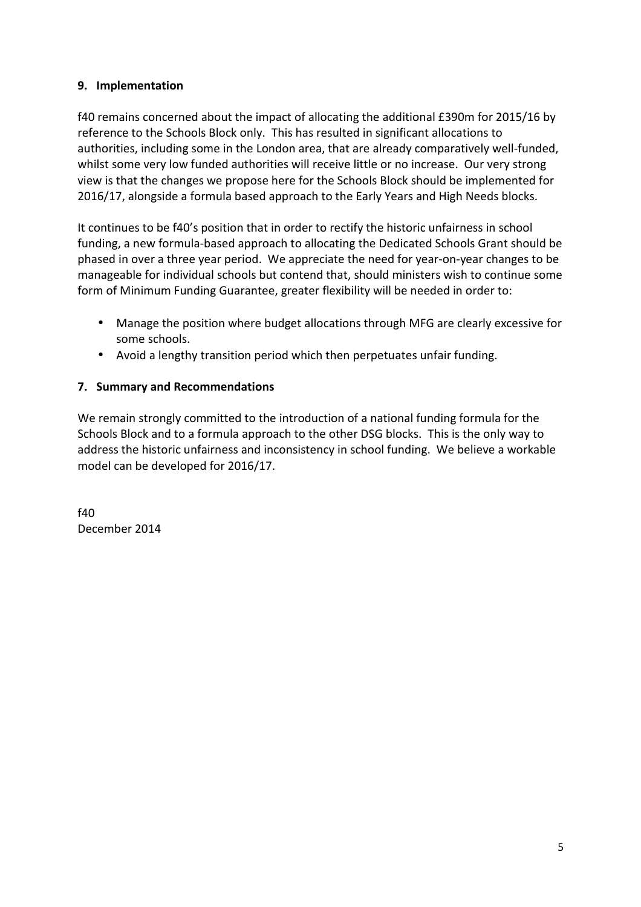## 9. Implementation

f40 remains concerned about the impact of allocating the additional £390m for 2015/16 by reference to the Schools Block only. This has resulted in significant allocations to authorities, including some in the London area, that are already comparatively well-funded, whilst some very low funded authorities will receive little or no increase. Our very strong view is that the changes we propose here for the Schools Block should be implemented for 2016/17, alongside a formula based approach to the Early Years and High Needs blocks.

It continues to be f40's position that in order to rectify the historic unfairness in school funding, a new formula-based approach to allocating the Dedicated Schools Grant should be phased in over a three year period. We appreciate the need for year-on-year changes to be manageable for individual schools but contend that, should ministers wish to continue some form of Minimum Funding Guarantee, greater flexibility will be needed in order to:

- Manage the position where budget allocations through MFG are clearly excessive for some schools.
- Avoid a lengthy transition period which then perpetuates unfair funding.

## 7. Summary and Recommendations

We remain strongly committed to the introduction of a national funding formula for the Schools Block and to a formula approach to the other DSG blocks. This is the only way to address the historic unfairness and inconsistency in school funding. We believe a workable model can be developed for 2016/17.

f40
December 2014